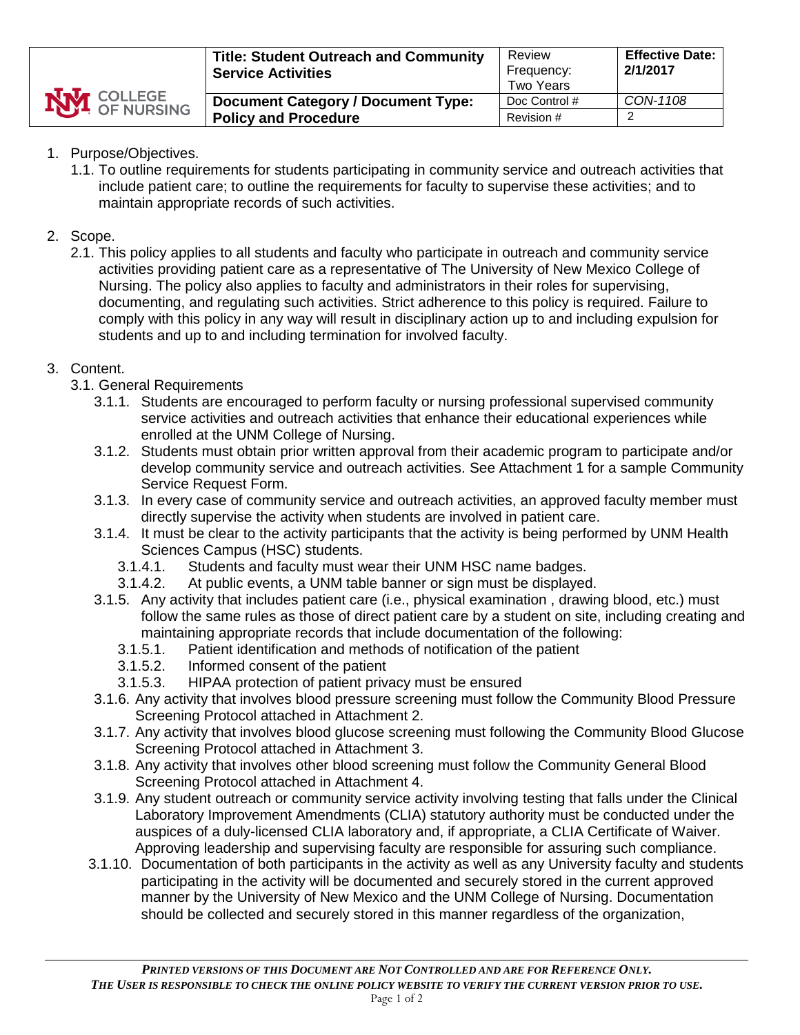| COLLEGE OF NURSING | Title: Student Outreach and Community Service Activities | Review Frequency: Two Years | Effective Date: 2/1/2017 |
|---|---|---|---|
| | Document Category / Document Type: Policy and Procedure | Doc Control # | CON-1108 |
| | | Revision # | 2 |

1. Purpose/Objectives.
   1.1. To outline requirements for students participating in community service and outreach activities that include patient care; to outline the requirements for faculty to supervise these activities; and to maintain appropriate records of such activities.

2. Scope.
   2.1. This policy applies to all students and faculty who participate in outreach and community service activities providing patient care as a representative of The University of New Mexico College of Nursing. The policy also applies to faculty and administrators in their roles for supervising, documenting, and regulating such activities. Strict adherence to this policy is required. Failure to comply with this policy in any way will result in disciplinary action up to and including expulsion for students and up to and including termination for involved faculty.

3. Content.
   3.1. General Requirements
      3.1.1. Students are encouraged to perform faculty or nursing professional supervised community service activities and outreach activities that enhance their educational experiences while enrolled at the UNM College of Nursing.
      3.1.2. Students must obtain prior written approval from their academic program to participate and/or develop community service and outreach activities. See Attachment 1 for a sample Community Service Request Form.
      3.1.3. In every case of community service and outreach activities, an approved faculty member must directly supervise the activity when students are involved in patient care.
      3.1.4. It must be clear to the activity participants that the activity is being performed by UNM Health Sciences Campus (HSC) students.
         3.1.4.1. Students and faculty must wear their UNM HSC name badges.
         3.1.4.2. At public events, a UNM table banner or sign must be displayed.
      3.1.5. Any activity that includes patient care (i.e., physical examination , drawing blood, etc.) must follow the same rules as those of direct patient care by a student on site, including creating and maintaining appropriate records that include documentation of the following:
         3.1.5.1. Patient identification and methods of notification of the patient
         3.1.5.2. Informed consent of the patient
         3.1.5.3. HIPAA protection of patient privacy must be ensured
      3.1.6. Any activity that involves blood pressure screening must follow the Community Blood Pressure Screening Protocol attached in Attachment 2.
      3.1.7. Any activity that involves blood glucose screening must following the Community Blood Glucose Screening Protocol attached in Attachment 3.
      3.1.8. Any activity that involves other blood screening must follow the Community General Blood Screening Protocol attached in Attachment 4.
      3.1.9. Any student outreach or community service activity involving testing that falls under the Clinical Laboratory Improvement Amendments (CLIA) statutory authority must be conducted under the auspices of a duly-licensed CLIA laboratory and, if appropriate, a CLIA Certificate of Waiver. Approving leadership and supervising faculty are responsible for assuring such compliance.
      3.1.10. Documentation of both participants in the activity as well as any University faculty and students participating in the activity will be documented and securely stored in the current approved manner by the University of New Mexico and the UNM College of Nursing. Documentation should be collected and securely stored in this manner regardless of the organization,

*PRINTED VERSIONS OF THIS DOCUMENT ARE NOT CONTROLLED AND ARE FOR REFERENCE ONLY. THE USER IS RESPONSIBLE TO CHECK THE ONLINE POLICY WEBSITE TO VERIFY THE CURRENT VERSION PRIOR TO USE.*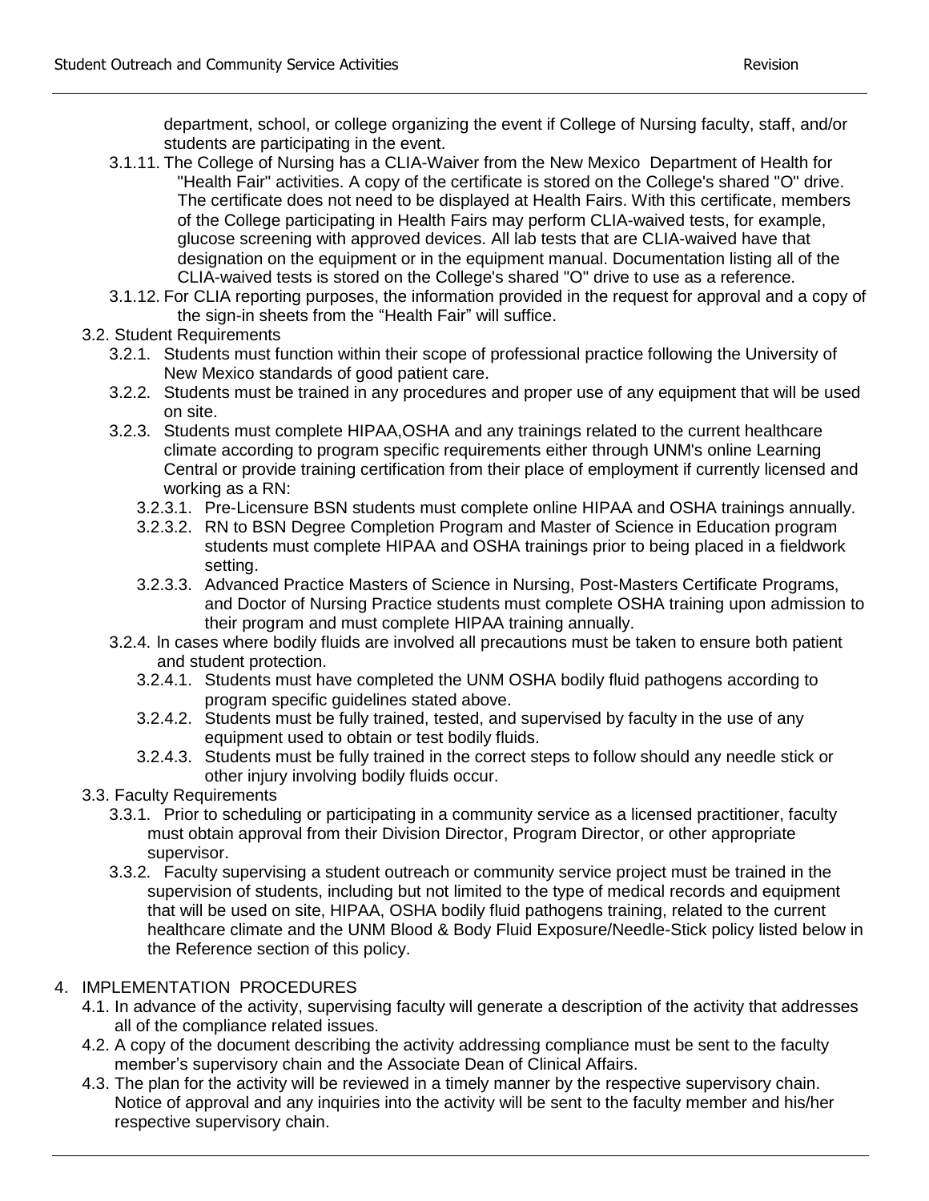department, school, or college organizing the event if College of Nursing faculty, staff, and/or students are participating in the event.

- 3.1.11. The College of Nursing has a CLIA-Waiver from the New Mexico Department of Health for "Health Fair" activities. A copy of the certificate is stored on the College's shared "O" drive. The certificate does not need to be displayed at Health Fairs. With this certificate, members of the College participating in Health Fairs may perform CLIA-waived tests, for example, glucose screening with approved devices. All lab tests that are CLIA-waived have that designation on the equipment or in the equipment manual. Documentation listing all of the CLIA-waived tests is stored on the College's shared "O" drive to use as a reference.
- 3.1.12. For CLIA reporting purposes, the information provided in the request for approval and a copy of the sign-in sheets from the "Health Fair" will suffice.

3.2. Student Requirements

- 3.2.1. Students must function within their scope of professional practice following the University of New Mexico standards of good patient care.
- 3.2.2. Students must be trained in any procedures and proper use of any equipment that will be used on site.
- 3.2.3. Students must complete HIPAA,OSHA and any trainings related to the current healthcare climate according to program specific requirements either through UNM's online Learning Central or provide training certification from their place of employment if currently licensed and working as a RN:
  - 3.2.3.1. Pre-Licensure BSN students must complete online HIPAA and OSHA trainings annually.
  - 3.2.3.2. RN to BSN Degree Completion Program and Master of Science in Education program students must complete HIPAA and OSHA trainings prior to being placed in a fieldwork setting.
  - 3.2.3.3. Advanced Practice Masters of Science in Nursing, Post-Masters Certificate Programs, and Doctor of Nursing Practice students must complete OSHA training upon admission to their program and must complete HIPAA training annually.
- 3.2.4. In cases where bodily fluids are involved all precautions must be taken to ensure both patient and student protection.
  - 3.2.4.1. Students must have completed the UNM OSHA bodily fluid pathogens according to program specific guidelines stated above.
  - 3.2.4.2. Students must be fully trained, tested, and supervised by faculty in the use of any equipment used to obtain or test bodily fluids.
  - 3.2.4.3. Students must be fully trained in the correct steps to follow should any needle stick or other injury involving bodily fluids occur.

3.3. Faculty Requirements

- 3.3.1. Prior to scheduling or participating in a community service as a licensed practitioner, faculty must obtain approval from their Division Director, Program Director, or other appropriate supervisor.
- 3.3.2. Faculty supervising a student outreach or community service project must be trained in the supervision of students, including but not limited to the type of medical records and equipment that will be used on site, HIPAA, OSHA bodily fluid pathogens training, related to the current healthcare climate and the UNM Blood & Body Fluid Exposure/Needle-Stick policy listed below in the Reference section of this policy.

## 4. IMPLEMENTATION PROCEDURES

- 4.1. In advance of the activity, supervising faculty will generate a description of the activity that addresses all of the compliance related issues.
- 4.2. A copy of the document describing the activity addressing compliance must be sent to the faculty member's supervisory chain and the Associate Dean of Clinical Affairs.
- 4.3. The plan for the activity will be reviewed in a timely manner by the respective supervisory chain. Notice of approval and any inquiries into the activity will be sent to the faculty member and his/her respective supervisory chain.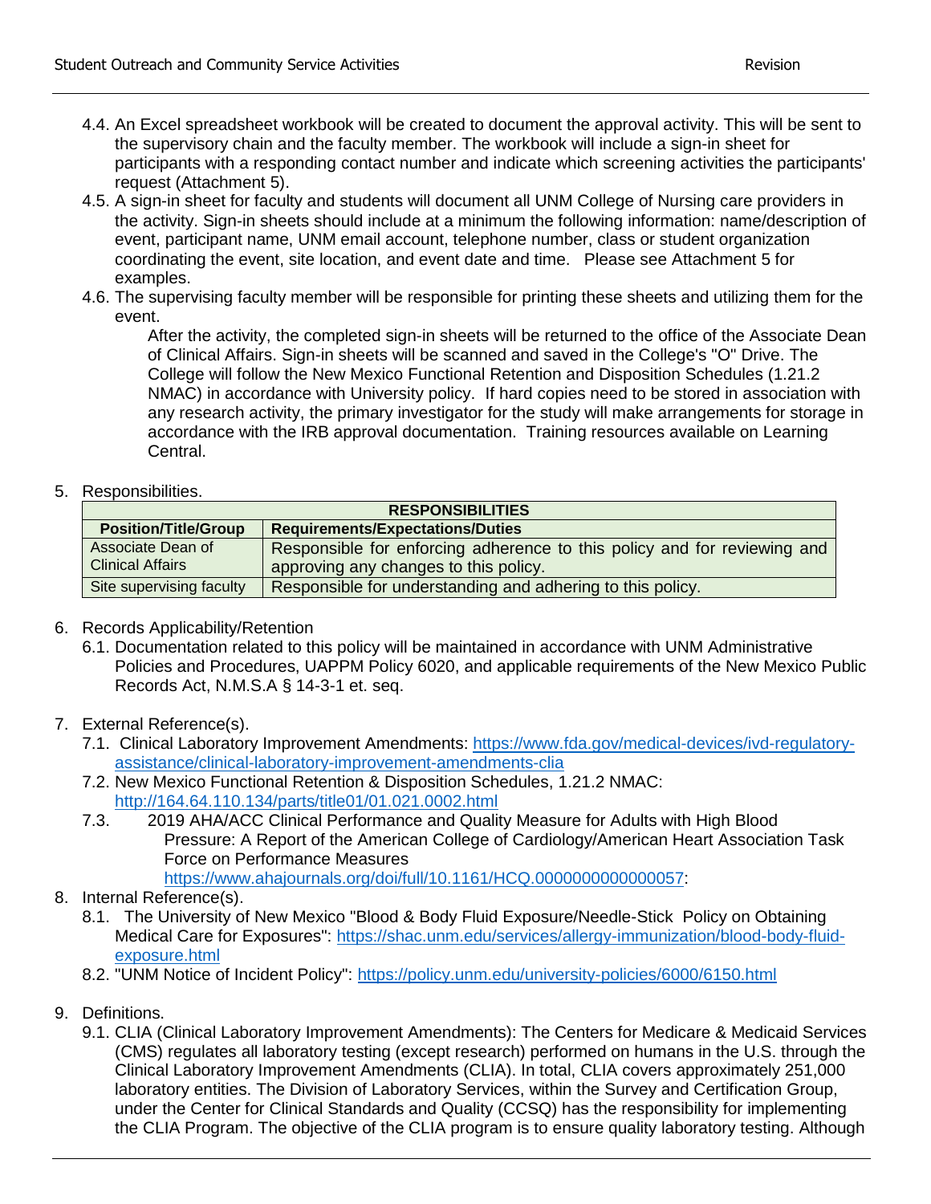4.4. An Excel spreadsheet workbook will be created to document the approval activity. This will be sent to the supervisory chain and the faculty member. The workbook will include a sign-in sheet for participants with a responding contact number and indicate which screening activities the participants' request (Attachment 5).

4.5. A sign-in sheet for faculty and students will document all UNM College of Nursing care providers in the activity. Sign-in sheets should include at a minimum the following information: name/description of event, participant name, UNM email account, telephone number, class or student organization coordinating the event, site location, and event date and time. Please see Attachment 5 for examples.

4.6. The supervising faculty member will be responsible for printing these sheets and utilizing them for the event.

After the activity, the completed sign-in sheets will be returned to the office of the Associate Dean of Clinical Affairs. Sign-in sheets will be scanned and saved in the College's "O" Drive. The College will follow the New Mexico Functional Retention and Disposition Schedules (1.21.2 NMAC) in accordance with University policy. If hard copies need to be stored in association with any research activity, the primary investigator for the study will make arrangements for storage in accordance with the IRB approval documentation. Training resources available on Learning Central.

5. Responsibilities.

| RESPONSIBILITIES | |
|---|---|
| **Position/Title/Group** | **Requirements/Expectations/Duties** |
| Associate Dean of Clinical Affairs | Responsible for enforcing adherence to this policy and for reviewing and approving any changes to this policy. |
| Site supervising faculty | Responsible for understanding and adhering to this policy. |

6. Records Applicability/Retention

6.1. Documentation related to this policy will be maintained in accordance with UNM Administrative Policies and Procedures, UAPPM Policy 6020, and applicable requirements of the New Mexico Public Records Act, N.M.S.A § 14-3-1 et. seq.

7. External Reference(s).

7.1. Clinical Laboratory Improvement Amendments: https://www.fda.gov/medical-devices/ivd-regulatory-assistance/clinical-laboratory-improvement-amendments-clia

7.2. New Mexico Functional Retention & Disposition Schedules, 1.21.2 NMAC: http://164.64.110.134/parts/title01/01.021.0002.html

7.3. 2019 AHA/ACC Clinical Performance and Quality Measure for Adults with High Blood Pressure: A Report of the American College of Cardiology/American Heart Association Task Force on Performance Measures https://www.ahajournals.org/doi/full/10.1161/HCQ.0000000000000057:

8. Internal Reference(s).

8.1. The University of New Mexico "Blood & Body Fluid Exposure/Needle-Stick Policy on Obtaining Medical Care for Exposures": https://shac.unm.edu/services/allergy-immunization/blood-body-fluid-exposure.html

8.2. "UNM Notice of Incident Policy": https://policy.unm.edu/university-policies/6000/6150.html

9. Definitions.

9.1. CLIA (Clinical Laboratory Improvement Amendments): The Centers for Medicare & Medicaid Services (CMS) regulates all laboratory testing (except research) performed on humans in the U.S. through the Clinical Laboratory Improvement Amendments (CLIA). In total, CLIA covers approximately 251,000 laboratory entities. The Division of Laboratory Services, within the Survey and Certification Group, under the Center for Clinical Standards and Quality (CCSQ) has the responsibility for implementing the CLIA Program. The objective of the CLIA program is to ensure quality laboratory testing. Although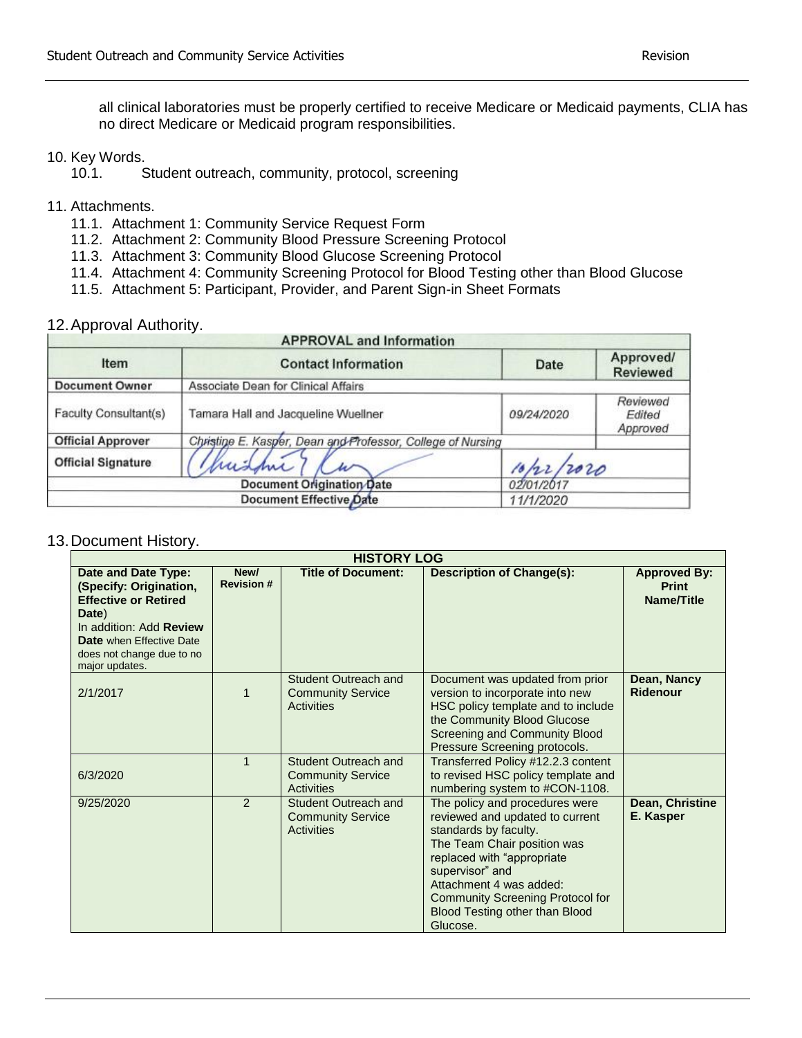all clinical laboratories must be properly certified to receive Medicare or Medicaid payments, CLIA has no direct Medicare or Medicaid program responsibilities.

10. Key Words.
    10.1. Student outreach, community, protocol, screening

11. Attachments.
    11.1. Attachment 1: Community Service Request Form
    11.2. Attachment 2: Community Blood Pressure Screening Protocol
    11.3. Attachment 3: Community Blood Glucose Screening Protocol
    11.4. Attachment 4: Community Screening Protocol for Blood Testing other than Blood Glucose
    11.5. Attachment 5: Participant, Provider, and Parent Sign-in Sheet Formats

12. Approval Authority.

| APPROVAL and Information | | | |
|---|---|---|---|
| **Item** | **Contact Information** | **Date** | **Approved/ Reviewed** |
| **Document Owner** | Associate Dean for Clinical Affairs | | |
| Faculty Consultant(s) | Tamara Hall and Jacqueline Wuellner | *09/24/2020* | *Reviewed Edited Approved* |
| **Official Approver** | *Christine E. Kasper, Dean and Professor, College of Nursing* | | |
| **Official Signature** | [signature] | 10/22/2020 | |
| **Document Origination Date** | | *02/01/2017* | |
| **Document Effective Date** | | *11/1/2020* | |

13. Document History.

| HISTORY LOG | | | | |
|---|---|---|---|---|
| **Date and Date Type: (Specify: Origination, Effective or Retired Date)** In addition: Add **Review Date** when Effective Date does not change due to no major updates. | **New/ Revision #** | **Title of Document:** | **Description of Change(s):** | **Approved By: Print Name/Title** |
| 2/1/2017 | 1 | Student Outreach and Community Service Activities | Document was updated from prior version to incorporate into new HSC policy template and to include the Community Blood Glucose Screening and Community Blood Pressure Screening protocols. | **Dean, Nancy Ridenour** |
| 6/3/2020 | 1 | Student Outreach and Community Service Activities | Transferred Policy #12.2.3 content to revised HSC policy template and numbering system to #CON-1108. | |
| 9/25/2020 | 2 | Student Outreach and Community Service Activities | The policy and procedures were reviewed and updated to current standards by faculty. The Team Chair position was replaced with "appropriate supervisor" and Attachment 4 was added: Community Screening Protocol for Blood Testing other than Blood Glucose. | **Dean, Christine E. Kasper** |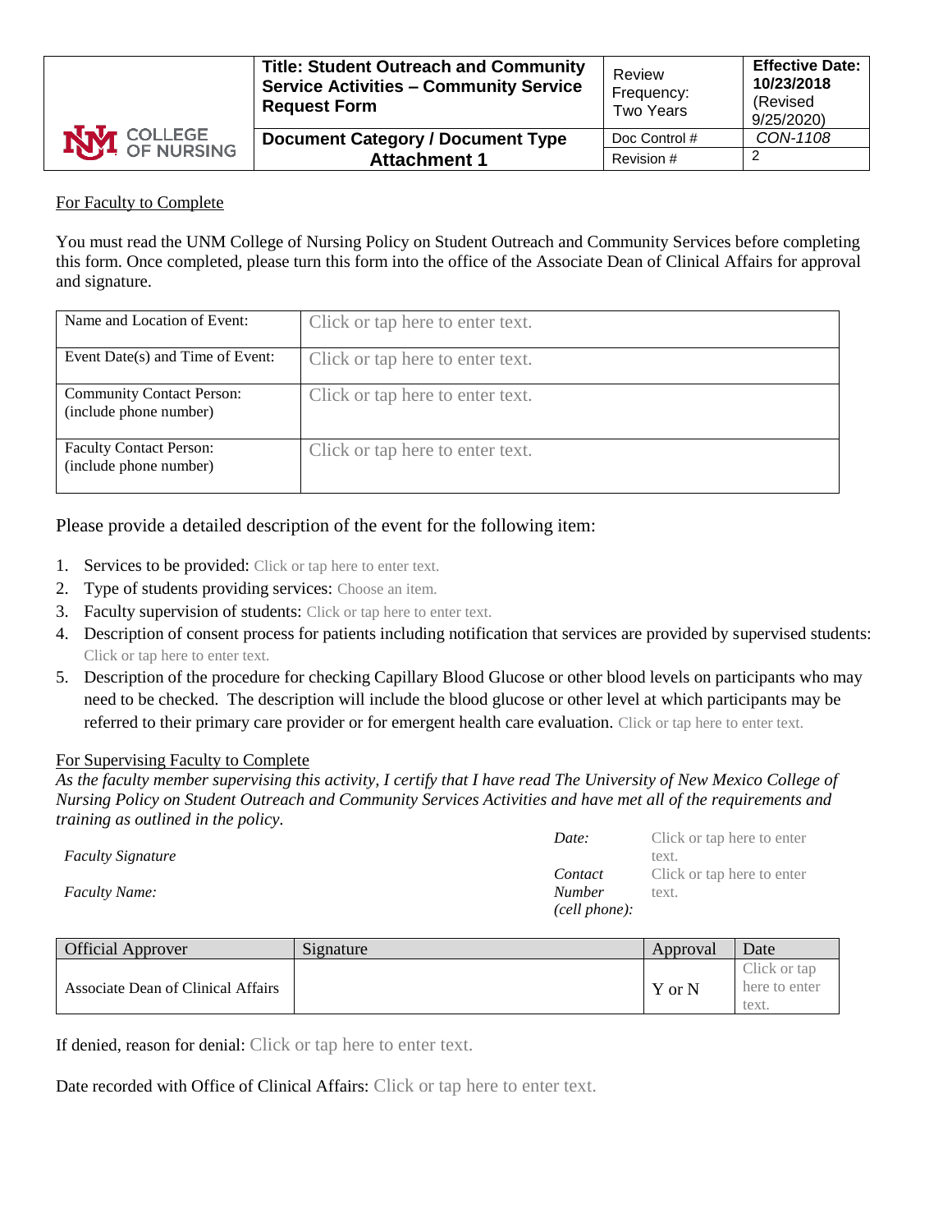| COLLEGE OF NURSING | **Title: Student Outreach and Community Service Activities – Community Service Request Form** | Review Frequency: Two Years | **Effective Date: 10/23/2018** (Revised 9/25/2020) |
|---|---|---|---|
| | **Document Category / Document Type Attachment 1** | Doc Control # | *CON-1108* |
| | | Revision # | 2 |

For Faculty to Complete

You must read the UNM College of Nursing Policy on Student Outreach and Community Services before completing this form. Once completed, please turn this form into the office of the Associate Dean of Clinical Affairs for approval and signature.

| Name and Location of Event: | Click or tap here to enter text. |
|---|---|
| Event Date(s) and Time of Event: | Click or tap here to enter text. |
| Community Contact Person: (include phone number) | Click or tap here to enter text. |
| Faculty Contact Person: (include phone number) | Click or tap here to enter text. |

Please provide a detailed description of the event for the following item:

1. Services to be provided: Click or tap here to enter text.
2. Type of students providing services: Choose an item.
3. Faculty supervision of students: Click or tap here to enter text.
4. Description of consent process for patients including notification that services are provided by supervised students: Click or tap here to enter text.
5. Description of the procedure for checking Capillary Blood Glucose or other blood levels on participants who may need to be checked. The description will include the blood glucose or other level at which participants may be referred to their primary care provider or for emergent health care evaluation. Click or tap here to enter text.

For Supervising Faculty to Complete

*As the faculty member supervising this activity, I certify that I have read The University of New Mexico College of Nursing Policy on Student Outreach and Community Services Activities and have met all of the requirements and training as outlined in the policy.*

| | | | |
|---|---|---|---|
| *Faculty Signature* | | *Date:* | Click or tap here to enter text. |
| *Faculty Name:* | | *Contact Number (cell phone):* | Click or tap here to enter text. |

| Official Approver | Signature | Approval | Date |
|---|---|---|---|
| Associate Dean of Clinical Affairs | | Y or N | Click or tap here to enter text. |

If denied, reason for denial: Click or tap here to enter text.

Date recorded with Office of Clinical Affairs: Click or tap here to enter text.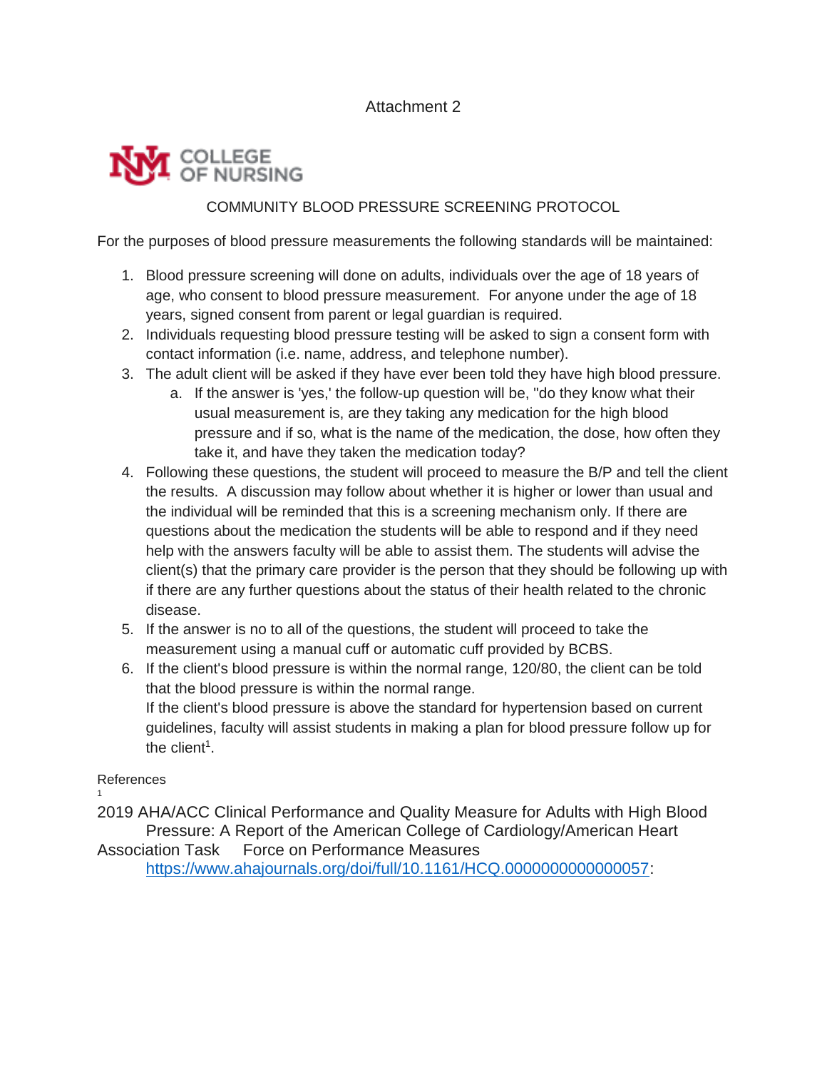Attachment 2

COLLEGE OF NURSING

COMMUNITY BLOOD PRESSURE SCREENING PROTOCOL

For the purposes of blood pressure measurements the following standards will be maintained:

1. Blood pressure screening will done on adults, individuals over the age of 18 years of age, who consent to blood pressure measurement. For anyone under the age of 18 years, signed consent from parent or legal guardian is required.
2. Individuals requesting blood pressure testing will be asked to sign a consent form with contact information (i.e. name, address, and telephone number).
3. The adult client will be asked if they have ever been told they have high blood pressure.
   a. If the answer is 'yes,' the follow-up question will be, "do they know what their usual measurement is, are they taking any medication for the high blood pressure and if so, what is the name of the medication, the dose, how often they take it, and have they taken the medication today?
4. Following these questions, the student will proceed to measure the B/P and tell the client the results. A discussion may follow about whether it is higher or lower than usual and the individual will be reminded that this is a screening mechanism only. If there are questions about the medication the students will be able to respond and if they need help with the answers faculty will be able to assist them. The students will advise the client(s) that the primary care provider is the person that they should be following up with if there are any further questions about the status of their health related to the chronic disease.
5. If the answer is no to all of the questions, the student will proceed to take the measurement using a manual cuff or automatic cuff provided by BCBS.
6. If the client's blood pressure is within the normal range, 120/80, the client can be told that the blood pressure is within the normal range.
   If the client's blood pressure is above the standard for hypertension based on current guidelines, faculty will assist students in making a plan for blood pressure follow up for the client[1].

References

[1] 2019 AHA/ACC Clinical Performance and Quality Measure for Adults with High Blood Pressure: A Report of the American College of Cardiology/American Heart Association Task Force on Performance Measures https://www.ahajournals.org/doi/full/10.1161/HCQ.0000000000000057: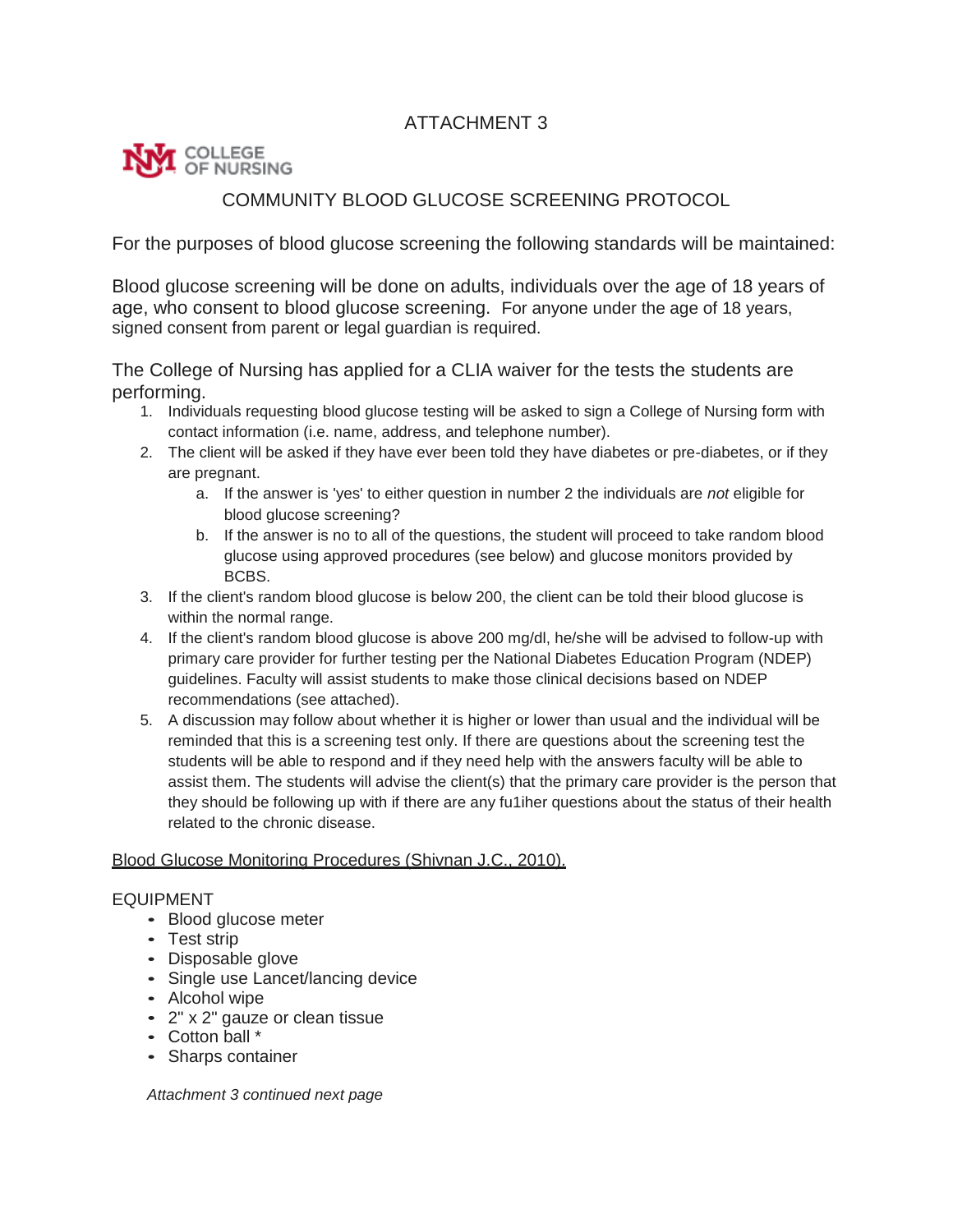ATTACHMENT 3

COLLEGE OF NURSING

## COMMUNITY BLOOD GLUCOSE SCREENING PROTOCOL

For the purposes of blood glucose screening the following standards will be maintained:

Blood glucose screening will be done on adults, individuals over the age of 18 years of age, who consent to blood glucose screening. For anyone under the age of 18 years, signed consent from parent or legal guardian is required.

The College of Nursing has applied for a CLIA waiver for the tests the students are performing.

1. Individuals requesting blood glucose testing will be asked to sign a College of Nursing form with contact information (i.e. name, address, and telephone number).
2. The client will be asked if they have ever been told they have diabetes or pre-diabetes, or if they are pregnant.
    a. If the answer is 'yes' to either question in number 2 the individuals are *not* eligible for blood glucose screening?
    b. If the answer is no to all of the questions, the student will proceed to take random blood glucose using approved procedures (see below) and glucose monitors provided by BCBS.
3. If the client's random blood glucose is below 200, the client can be told their blood glucose is within the normal range.
4. If the client's random blood glucose is above 200 mg/dl, he/she will be advised to follow-up with primary care provider for further testing per the National Diabetes Education Program (NDEP) guidelines. Faculty will assist students to make those clinical decisions based on NDEP recommendations (see attached).
5. A discussion may follow about whether it is higher or lower than usual and the individual will be reminded that this is a screening test only. If there are questions about the screening test the students will be able to respond and if they need help with the answers faculty will be able to assist them. The students will advise the client(s) that the primary care provider is the person that they should be following up with if there are any fu1iher questions about the status of their health related to the chronic disease.

<u>Blood Glucose Monitoring Procedures (Shivnan J.C., 2010).</u>

EQUIPMENT

- Blood glucose meter
- Test strip
- Disposable glove
- Single use Lancet/lancing device
- Alcohol wipe
- 2" x 2" gauze or clean tissue
- Cotton ball *
- Sharps container

*Attachment 3 continued next page*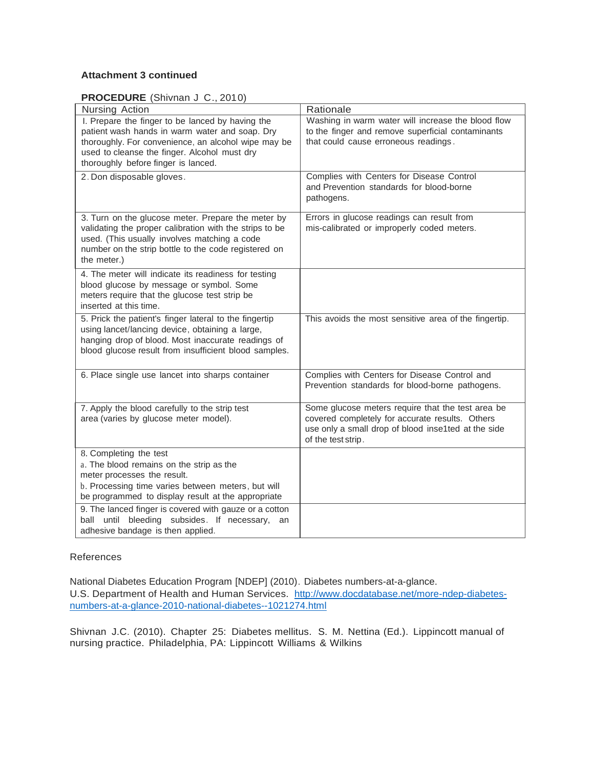**Attachment 3 continued**

**PROCEDURE** (Shivnan J C., 2010)

| Nursing Action | Rationale |
|---|---|
| I. Prepare the finger to be lanced by having the patient wash hands in warm water and soap. Dry thoroughly. For convenience, an alcohol wipe may be used to cleanse the finger. Alcohol must dry thoroughly before finger is lanced. | Washing in warm water will increase the blood flow to the finger and remove superficial contaminants that could cause erroneous readings. |
| 2. Don disposable gloves. | Complies with Centers for Disease Control and Prevention standards for blood-borne pathogens. |
| 3. Turn on the glucose meter. Prepare the meter by validating the proper calibration with the strips to be used. (This usually involves matching a code number on the strip bottle to the code registered on the meter.) | Errors in glucose readings can result from mis-calibrated or improperly coded meters. |
| 4. The meter will indicate its readiness for testing blood glucose by message or symbol. Some meters require that the glucose test strip be inserted at this time. | |
| 5. Prick the patient's finger lateral to the fingertip using lancet/lancing device, obtaining a large, hanging drop of blood. Most inaccurate readings of blood glucose result from insufficient blood samples. | This avoids the most sensitive area of the fingertip. |
| 6. Place single use lancet into sharps container | Complies with Centers for Disease Control and Prevention standards for blood-borne pathogens. |
| 7. Apply the blood carefully to the strip test area (varies by glucose meter model). | Some glucose meters require that the test area be covered completely for accurate results. Others use only a small drop of blood inse1ted at the side of the test strip. |
| 8. Completing the test<br>a. The blood remains on the strip as the meter processes the result.<br>b. Processing time varies between meters, but will be programmed to display result at the appropriate | |
| 9. The lanced finger is covered with gauze or a cotton ball until bleeding subsides. If necessary, an adhesive bandage is then applied. | |

References

National Diabetes Education Program [NDEP] (2010). Diabetes numbers-at-a-glance. U.S. Department of Health and Human Services. http://www.docdatabase.net/more-ndep-diabetes-numbers-at-a-glance-2010-national-diabetes--1021274.html

Shivnan J.C. (2010). Chapter 25: Diabetes mellitus. S. M. Nettina (Ed.). Lippincott manual of nursing practice. Philadelphia, PA: Lippincott Williams & Wilkins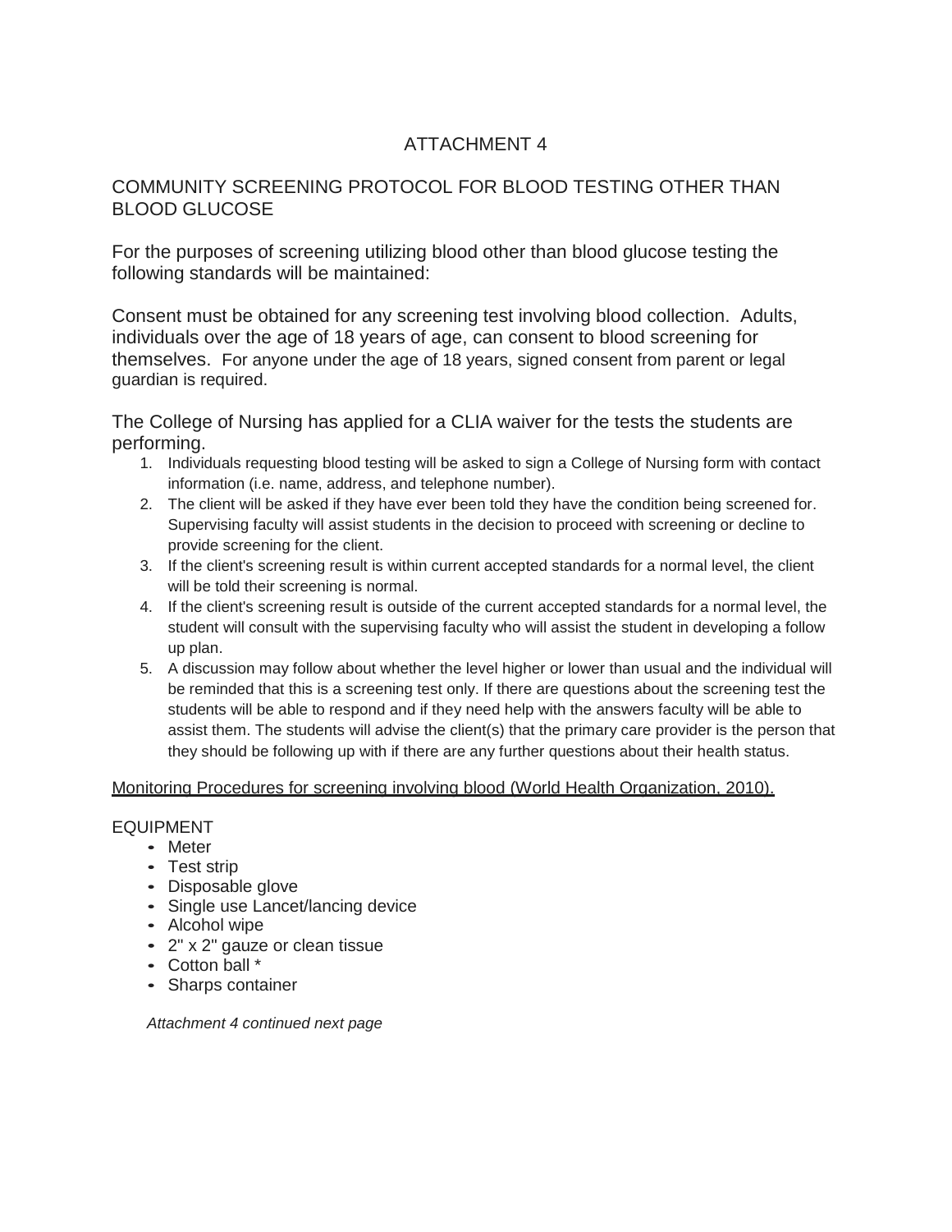# ATTACHMENT 4

## COMMUNITY SCREENING PROTOCOL FOR BLOOD TESTING OTHER THAN BLOOD GLUCOSE

For the purposes of screening utilizing blood other than blood glucose testing the following standards will be maintained:

Consent must be obtained for any screening test involving blood collection. Adults, individuals over the age of 18 years of age, can consent to blood screening for themselves. For anyone under the age of 18 years, signed consent from parent or legal guardian is required.

The College of Nursing has applied for a CLIA waiver for the tests the students are performing.

1. Individuals requesting blood testing will be asked to sign a College of Nursing form with contact information (i.e. name, address, and telephone number).
2. The client will be asked if they have ever been told they have the condition being screened for. Supervising faculty will assist students in the decision to proceed with screening or decline to provide screening for the client.
3. If the client's screening result is within current accepted standards for a normal level, the client will be told their screening is normal.
4. If the client's screening result is outside of the current accepted standards for a normal level, the student will consult with the supervising faculty who will assist the student in developing a follow up plan.
5. A discussion may follow about whether the level higher or lower than usual and the individual will be reminded that this is a screening test only. If there are questions about the screening test the students will be able to respond and if they need help with the answers faculty will be able to assist them. The students will advise the client(s) that the primary care provider is the person that they should be following up with if there are any further questions about their health status.

<u>Monitoring Procedures for screening involving blood (World Health Organization, 2010).</u>

EQUIPMENT

- Meter
- Test strip
- Disposable glove
- Single use Lancet/lancing device
- Alcohol wipe
- 2" x 2" gauze or clean tissue
- Cotton ball *
- Sharps container

*Attachment 4 continued next page*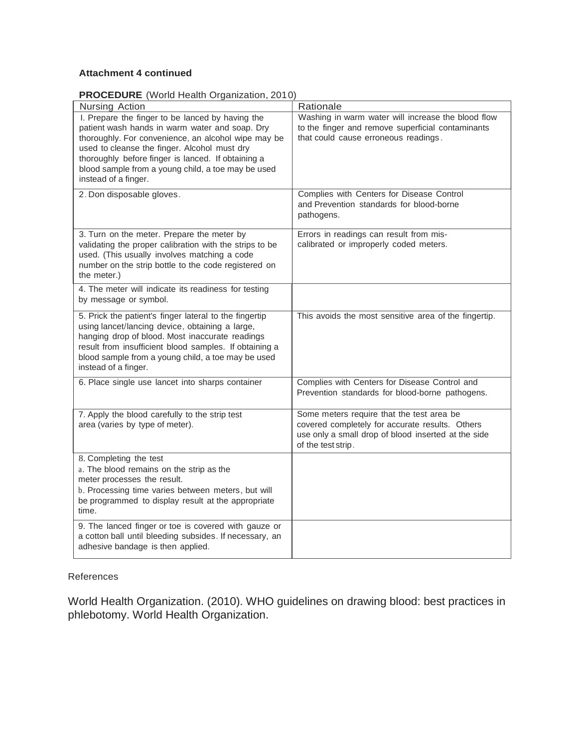**Attachment 4 continued**

**PROCEDURE** (World Health Organization, 2010)

| Nursing Action | Rationale |
|---|---|
| I. Prepare the finger to be lanced by having the patient wash hands in warm water and soap. Dry thoroughly. For convenience, an alcohol wipe may be used to cleanse the finger. Alcohol must dry thoroughly before finger is lanced. If obtaining a blood sample from a young child, a toe may be used instead of a finger. | Washing in warm water will increase the blood flow to the finger and remove superficial contaminants that could cause erroneous readings. |
| 2. Don disposable gloves. | Complies with Centers for Disease Control and Prevention standards for blood-borne pathogens. |
| 3. Turn on the meter. Prepare the meter by validating the proper calibration with the strips to be used. (This usually involves matching a code number on the strip bottle to the code registered on the meter.) | Errors in readings can result from mis-calibrated or improperly coded meters. |
| 4. The meter will indicate its readiness for testing by message or symbol. | |
| 5. Prick the patient's finger lateral to the fingertip using lancet/lancing device, obtaining a large, hanging drop of blood. Most inaccurate readings result from insufficient blood samples. If obtaining a blood sample from a young child, a toe may be used instead of a finger. | This avoids the most sensitive area of the fingertip. |
| 6. Place single use lancet into sharps container | Complies with Centers for Disease Control and Prevention standards for blood-borne pathogens. |
| 7. Apply the blood carefully to the strip test area (varies by type of meter). | Some meters require that the test area be covered completely for accurate results. Others use only a small drop of blood inserted at the side of the test strip. |
| 8. Completing the test<br>a. The blood remains on the strip as the meter processes the result.<br>b. Processing time varies between meters, but will be programmed to display result at the appropriate time. | |
| 9. The lanced finger or toe is covered with gauze or a cotton ball until bleeding subsides. If necessary, an adhesive bandage is then applied. | |

References

World Health Organization. (2010). WHO guidelines on drawing blood: best practices in phlebotomy. World Health Organization.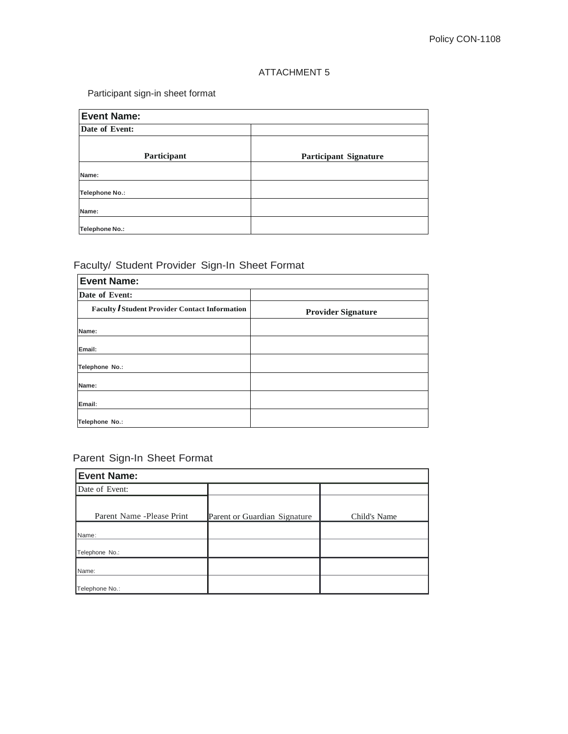ATTACHMENT 5

Participant sign-in sheet format

| **Event Name:** | |
|---|---|
| **Date of Event:** | |
| **Participant** | **Participant Signature** |
| Name: | |
| Telephone No.: | |
| Name: | |
| Telephone No.: | |

Faculty/ Student Provider Sign-In Sheet Format

| **Event Name:** | |
|---|---|
| **Date of Event:** | |
| **Faculty / Student Provider Contact Information** | **Provider Signature** |
| Name: | |
| Email: | |
| Telephone No.: | |
| Name: | |
| Email: | |
| Telephone No.: | |

Parent Sign-In Sheet Format

| **Event Name:** | | |
|---|---|---|
| Date of Event: | | |
| Parent Name -Please Print | Parent or Guardian Signature | Child's Name |
| Name: | | |
| Telephone No.: | | |
| Name: | | |
| Telephone No.: | | |